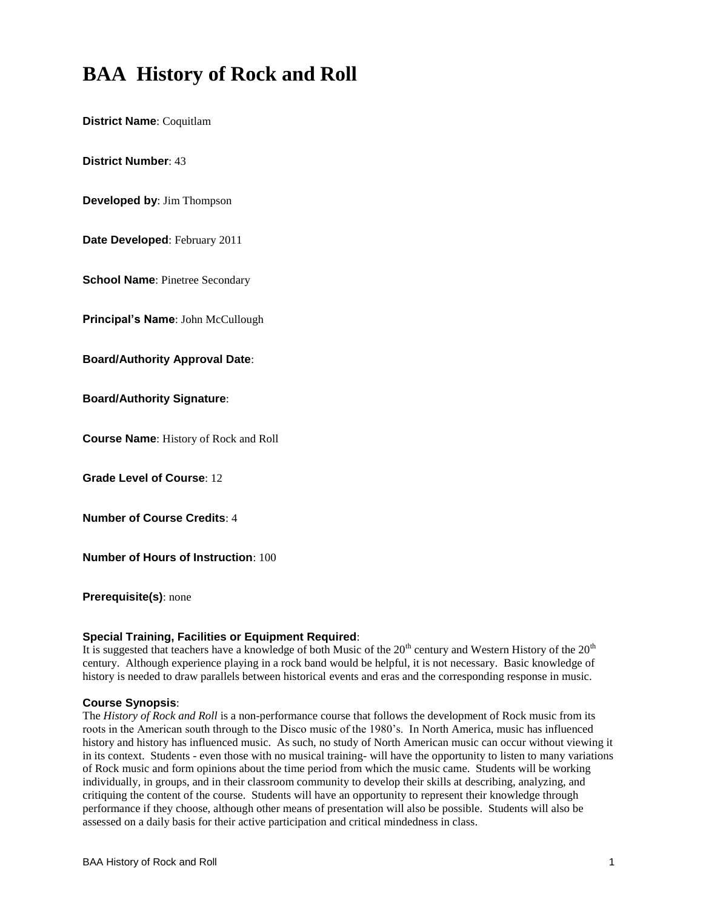# BAA History of Rock and Roll

**District Name**: Coquitlam

**District Number**: 43

**Developed by**: Jim Thompson

**Date Developed**: February 2011

**School Name**: Pinetree Secondary

**Principal's Name**: John McCullough

**Board/Authority Approval Date**:

**Board/Authority Signature**:

**Course Name**: History of Rock and Roll

**Grade Level of Course**: 12

**Number of Course Credits**: 4

**Number of Hours of Instruction**: 100

**Prerequisite(s)**: none

**Special Training, Facilities or Equipment Required**:
It is suggested that teachers have a knowledge of both Music of the 20th century and Western History of the 20th century. Although experience playing in a rock band would be helpful, it is not necessary. Basic knowledge of history is needed to draw parallels between historical events and eras and the corresponding response in music.

**Course Synopsis**:
The *History of Rock and Roll* is a non-performance course that follows the development of Rock music from its roots in the American south through to the Disco music of the 1980's. In North America, music has influenced history and history has influenced music. As such, no study of North American music can occur without viewing it in its context. Students - even those with no musical training- will have the opportunity to listen to many variations of Rock music and form opinions about the time period from which the music came. Students will be working individually, in groups, and in their classroom community to develop their skills at describing, analyzing, and critiquing the content of the course. Students will have an opportunity to represent their knowledge through performance if they choose, although other means of presentation will also be possible. Students will also be assessed on a daily basis for their active participation and critical mindedness in class.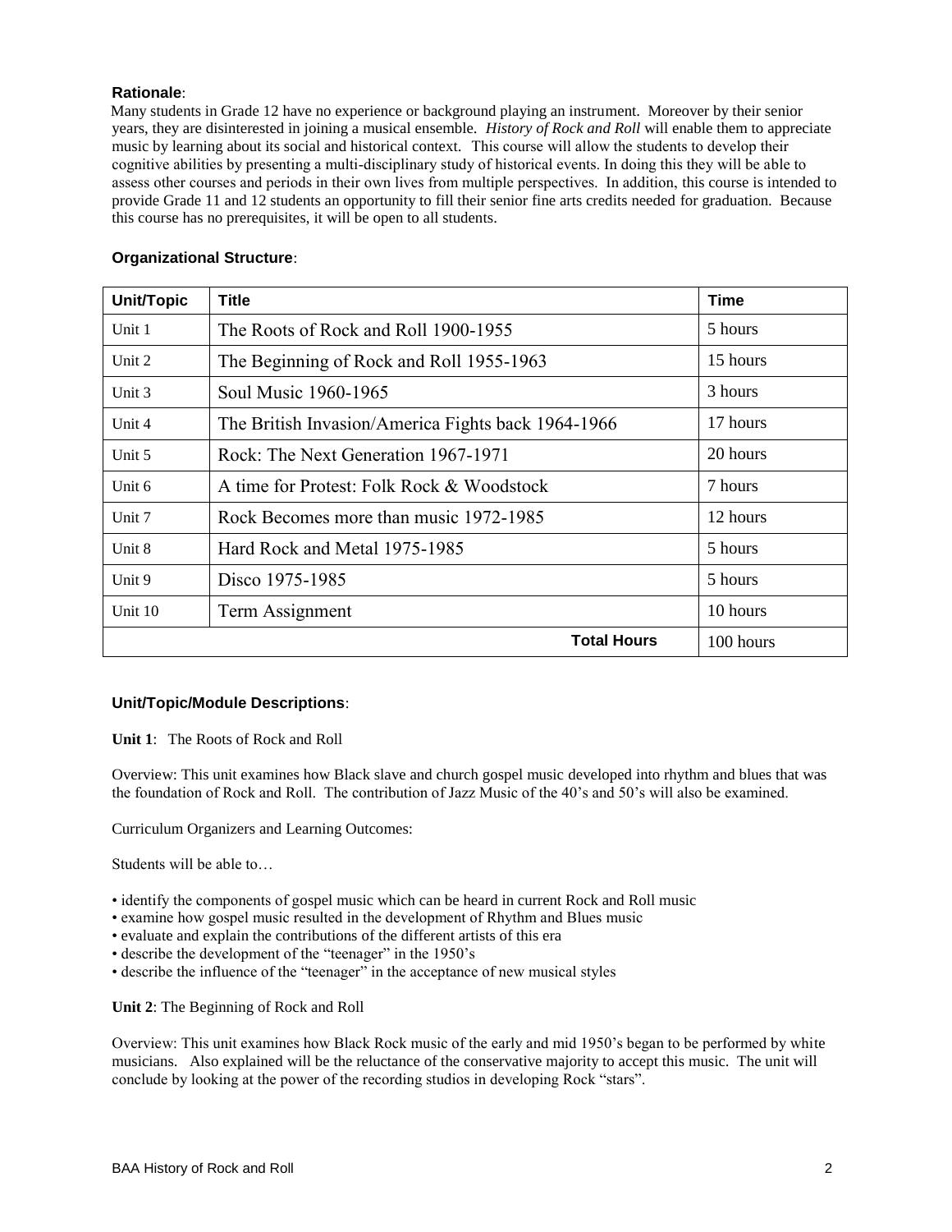**Rationale**:

Many students in Grade 12 have no experience or background playing an instrument. Moreover by their senior years, they are disinterested in joining a musical ensemble. *History of Rock and Roll* will enable them to appreciate music by learning about its social and historical context. This course will allow the students to develop their cognitive abilities by presenting a multi-disciplinary study of historical events. In doing this they will be able to assess other courses and periods in their own lives from multiple perspectives. In addition, this course is intended to provide Grade 11 and 12 students an opportunity to fill their senior fine arts credits needed for graduation. Because this course has no prerequisites, it will be open to all students.

**Organizational Structure**:

| Unit/Topic | Title | Time |
|---|---|---|
| Unit 1 | The Roots of Rock and Roll 1900-1955 | 5 hours |
| Unit 2 | The Beginning of Rock and Roll 1955-1963 | 15 hours |
| Unit 3 | Soul Music 1960-1965 | 3 hours |
| Unit 4 | The British Invasion/America Fights back 1964-1966 | 17 hours |
| Unit 5 | Rock: The Next Generation 1967-1971 | 20 hours |
| Unit 6 | A time for Protest: Folk Rock & Woodstock | 7 hours |
| Unit 7 | Rock Becomes more than music 1972-1985 | 12 hours |
| Unit 8 | Hard Rock and Metal 1975-1985 | 5 hours |
| Unit 9 | Disco 1975-1985 | 5 hours |
| Unit 10 | Term Assignment | 10 hours |
| | **Total Hours** | 100 hours |

**Unit/Topic/Module Descriptions**:

**Unit 1**: The Roots of Rock and Roll

Overview: This unit examines how Black slave and church gospel music developed into rhythm and blues that was the foundation of Rock and Roll. The contribution of Jazz Music of the 40's and 50's will also be examined.

Curriculum Organizers and Learning Outcomes:

Students will be able to…

- identify the components of gospel music which can be heard in current Rock and Roll music
- examine how gospel music resulted in the development of Rhythm and Blues music
- evaluate and explain the contributions of the different artists of this era
- describe the development of the "teenager" in the 1950's
- describe the influence of the "teenager" in the acceptance of new musical styles

**Unit 2**: The Beginning of Rock and Roll

Overview: This unit examines how Black Rock music of the early and mid 1950's began to be performed by white musicians. Also explained will be the reluctance of the conservative majority to accept this music. The unit will conclude by looking at the power of the recording studios in developing Rock "stars".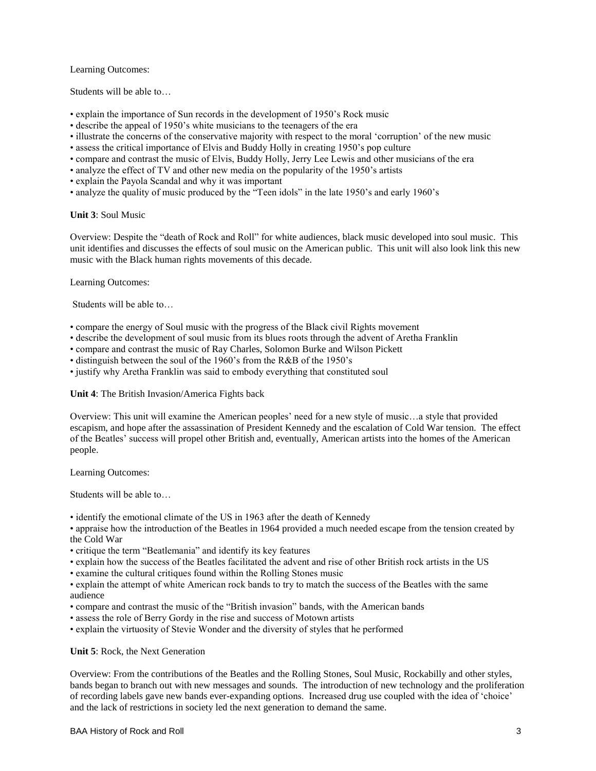Learning Outcomes:

Students will be able to…

- explain the importance of Sun records in the development of 1950's Rock music
- describe the appeal of 1950's white musicians to the teenagers of the era
- illustrate the concerns of the conservative majority with respect to the moral 'corruption' of the new music
- assess the critical importance of Elvis and Buddy Holly in creating 1950's pop culture
- compare and contrast the music of Elvis, Buddy Holly, Jerry Lee Lewis and other musicians of the era
- analyze the effect of TV and other new media on the popularity of the 1950's artists
- explain the Payola Scandal and why it was important
- analyze the quality of music produced by the "Teen idols" in the late 1950's and early 1960's

**Unit 3**: Soul Music

Overview: Despite the "death of Rock and Roll" for white audiences, black music developed into soul music. This unit identifies and discusses the effects of soul music on the American public. This unit will also look link this new music with the Black human rights movements of this decade.

Learning Outcomes:

Students will be able to…

- compare the energy of Soul music with the progress of the Black civil Rights movement
- describe the development of soul music from its blues roots through the advent of Aretha Franklin
- compare and contrast the music of Ray Charles, Solomon Burke and Wilson Pickett
- distinguish between the soul of the 1960's from the R&B of the 1950's
- justify why Aretha Franklin was said to embody everything that constituted soul

**Unit 4**: The British Invasion/America Fights back

Overview: This unit will examine the American peoples' need for a new style of music…a style that provided escapism, and hope after the assassination of President Kennedy and the escalation of Cold War tension. The effect of the Beatles' success will propel other British and, eventually, American artists into the homes of the American people.

Learning Outcomes:

Students will be able to…

- identify the emotional climate of the US in 1963 after the death of Kennedy
- appraise how the introduction of the Beatles in 1964 provided a much needed escape from the tension created by the Cold War
- critique the term "Beatlemania" and identify its key features
- explain how the success of the Beatles facilitated the advent and rise of other British rock artists in the US
- examine the cultural critiques found within the Rolling Stones music
- explain the attempt of white American rock bands to try to match the success of the Beatles with the same audience
- compare and contrast the music of the "British invasion" bands, with the American bands
- assess the role of Berry Gordy in the rise and success of Motown artists
- explain the virtuosity of Stevie Wonder and the diversity of styles that he performed

**Unit 5**: Rock, the Next Generation

Overview: From the contributions of the Beatles and the Rolling Stones, Soul Music, Rockabilly and other styles, bands began to branch out with new messages and sounds. The introduction of new technology and the proliferation of recording labels gave new bands ever-expanding options. Increased drug use coupled with the idea of 'choice' and the lack of restrictions in society led the next generation to demand the same.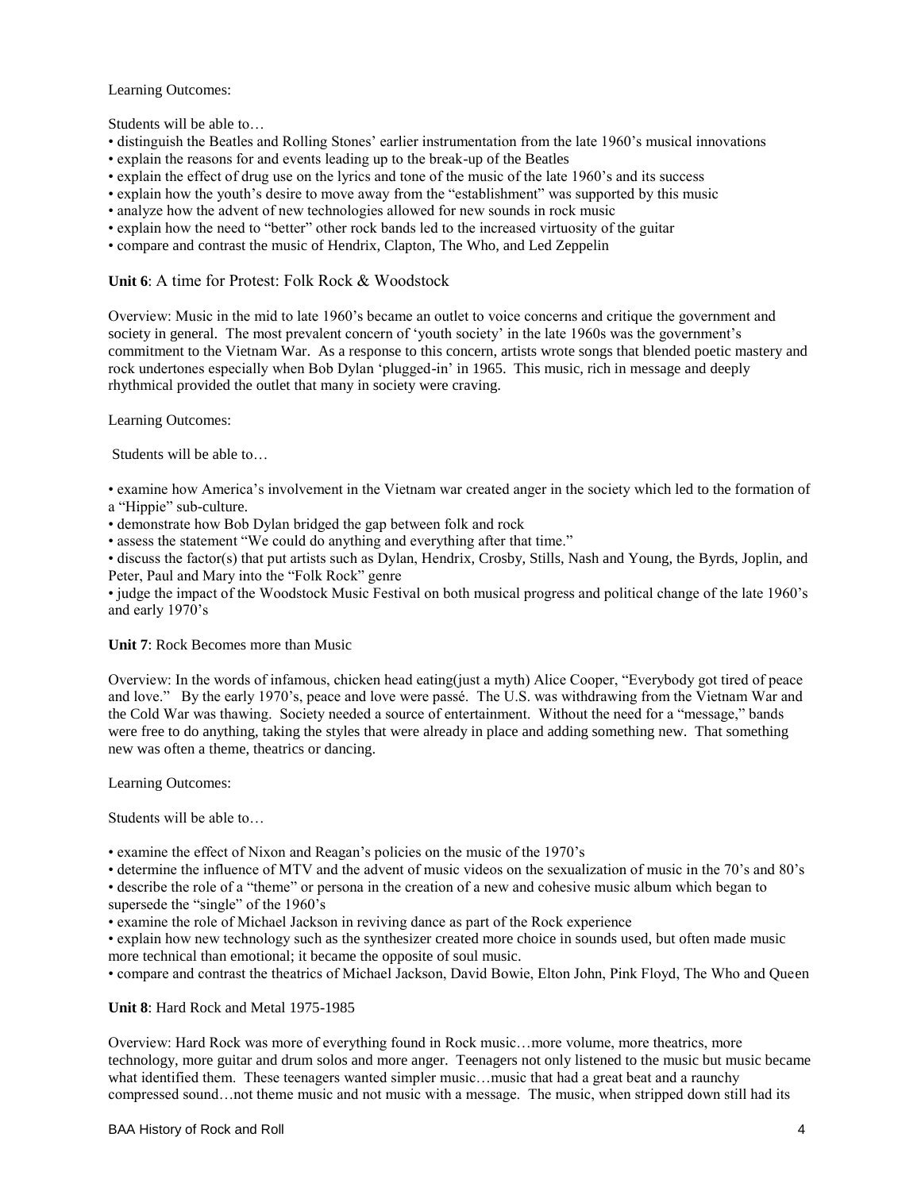Learning Outcomes:

Students will be able to…

- distinguish the Beatles and Rolling Stones' earlier instrumentation from the late 1960's musical innovations
- explain the reasons for and events leading up to the break-up of the Beatles
- explain the effect of drug use on the lyrics and tone of the music of the late 1960's and its success
- explain how the youth's desire to move away from the "establishment" was supported by this music
- analyze how the advent of new technologies allowed for new sounds in rock music
- explain how the need to "better" other rock bands led to the increased virtuosity of the guitar
- compare and contrast the music of Hendrix, Clapton, The Who, and Led Zeppelin

**Unit 6**: A time for Protest: Folk Rock & Woodstock

Overview: Music in the mid to late 1960's became an outlet to voice concerns and critique the government and society in general. The most prevalent concern of 'youth society' in the late 1960s was the government's commitment to the Vietnam War. As a response to this concern, artists wrote songs that blended poetic mastery and rock undertones especially when Bob Dylan 'plugged-in' in 1965. This music, rich in message and deeply rhythmical provided the outlet that many in society were craving.

Learning Outcomes:

Students will be able to…

- examine how America's involvement in the Vietnam war created anger in the society which led to the formation of a "Hippie" sub-culture.
- demonstrate how Bob Dylan bridged the gap between folk and rock
- assess the statement "We could do anything and everything after that time."
- discuss the factor(s) that put artists such as Dylan, Hendrix, Crosby, Stills, Nash and Young, the Byrds, Joplin, and Peter, Paul and Mary into the "Folk Rock" genre
- judge the impact of the Woodstock Music Festival on both musical progress and political change of the late 1960's and early 1970's

**Unit 7**: Rock Becomes more than Music

Overview: In the words of infamous, chicken head eating(just a myth) Alice Cooper, "Everybody got tired of peace and love." By the early 1970's, peace and love were passé. The U.S. was withdrawing from the Vietnam War and the Cold War was thawing. Society needed a source of entertainment. Without the need for a "message," bands were free to do anything, taking the styles that were already in place and adding something new. That something new was often a theme, theatrics or dancing.

Learning Outcomes:

Students will be able to…

- examine the effect of Nixon and Reagan's policies on the music of the 1970's
- determine the influence of MTV and the advent of music videos on the sexualization of music in the 70's and 80's
- describe the role of a "theme" or persona in the creation of a new and cohesive music album which began to supersede the "single" of the 1960's
- examine the role of Michael Jackson in reviving dance as part of the Rock experience
- explain how new technology such as the synthesizer created more choice in sounds used, but often made music more technical than emotional; it became the opposite of soul music.
- compare and contrast the theatrics of Michael Jackson, David Bowie, Elton John, Pink Floyd, The Who and Queen

**Unit 8**: Hard Rock and Metal 1975-1985

Overview: Hard Rock was more of everything found in Rock music…more volume, more theatrics, more technology, more guitar and drum solos and more anger. Teenagers not only listened to the music but music became what identified them. These teenagers wanted simpler music…music that had a great beat and a raunchy compressed sound…not theme music and not music with a message. The music, when stripped down still had its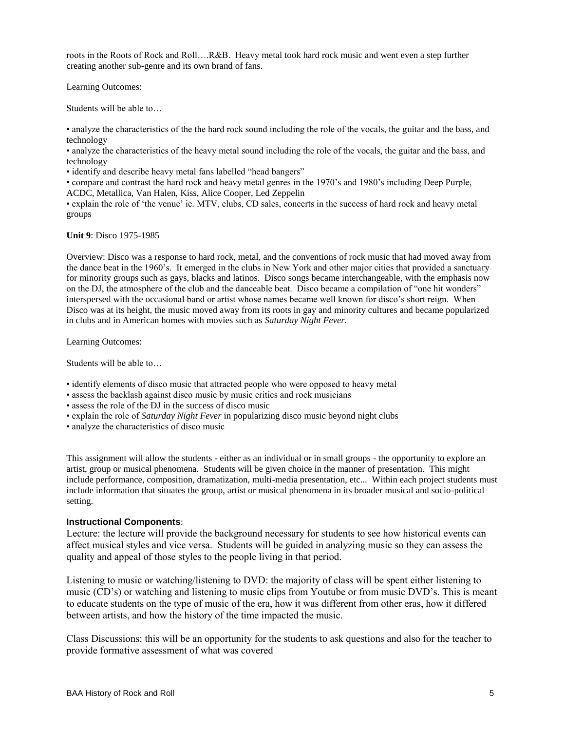roots in the Roots of Rock and Roll….R&B. Heavy metal took hard rock music and went even a step further creating another sub-genre and its own brand of fans.

Learning Outcomes:

Students will be able to…

- analyze the characteristics of the the hard rock sound including the role of the vocals, the guitar and the bass, and technology
- analyze the characteristics of the heavy metal sound including the role of the vocals, the guitar and the bass, and technology
- identify and describe heavy metal fans labelled "head bangers"
- compare and contrast the hard rock and heavy metal genres in the 1970's and 1980's including Deep Purple, ACDC, Metallica, Van Halen, Kiss, Alice Cooper, Led Zeppelin
- explain the role of 'the venue' ie. MTV, clubs, CD sales, concerts in the success of hard rock and heavy metal groups

**Unit 9**: Disco 1975-1985

Overview: Disco was a response to hard rock, metal, and the conventions of rock music that had moved away from the dance beat in the 1960's. It emerged in the clubs in New York and other major cities that provided a sanctuary for minority groups such as gays, blacks and latinos. Disco songs became interchangeable, with the emphasis now on the DJ, the atmosphere of the club and the danceable beat. Disco became a compilation of "one hit wonders" interspersed with the occasional band or artist whose names became well known for disco's short reign. When Disco was at its height, the music moved away from its roots in gay and minority cultures and became popularized in clubs and in American homes with movies such as *Saturday Night Fever*.

Learning Outcomes:

Students will be able to…

- identify elements of disco music that attracted people who were opposed to heavy metal
- assess the backlash against disco music by music critics and rock musicians
- assess the role of the DJ in the success of disco music
- explain the role of *Saturday Night Fever* in popularizing disco music beyond night clubs
- analyze the characteristics of disco music

This assignment will allow the students - either as an individual or in small groups - the opportunity to explore an artist, group or musical phenomena. Students will be given choice in the manner of presentation. This might include performance, composition, dramatization, multi-media presentation, etc... Within each project students must include information that situates the group, artist or musical phenomena in its broader musical and socio-political setting.

**Instructional Components**:

Lecture: the lecture will provide the background necessary for students to see how historical events can affect musical styles and vice versa. Students will be guided in analyzing music so they can assess the quality and appeal of those styles to the people living in that period.

Listening to music or watching/listening to DVD: the majority of class will be spent either listening to music (CD's) or watching and listening to music clips from Youtube or from music DVD's. This is meant to educate students on the type of music of the era, how it was different from other eras, how it differed between artists, and how the history of the time impacted the music.

Class Discussions: this will be an opportunity for the students to ask questions and also for the teacher to provide formative assessment of what was covered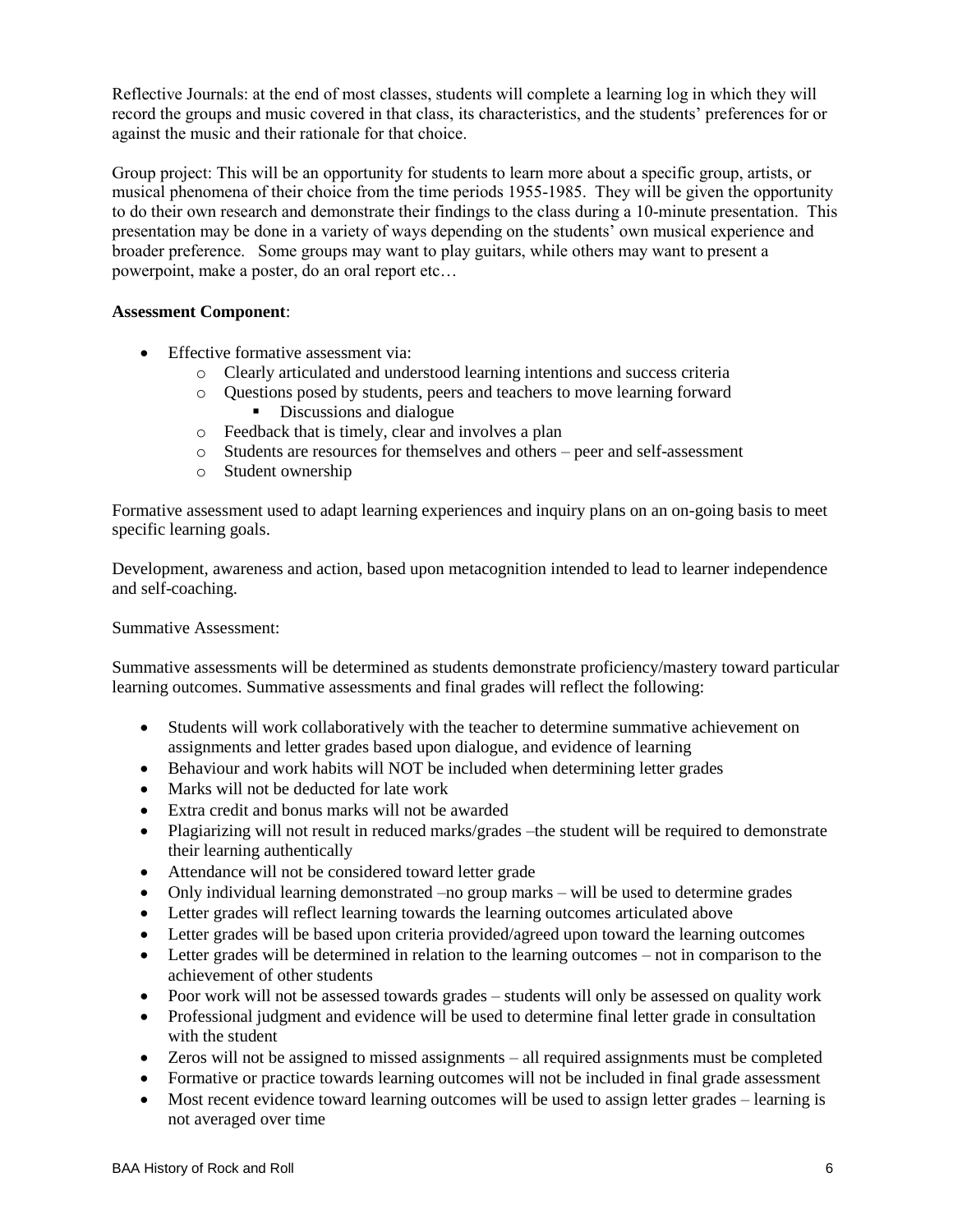Reflective Journals: at the end of most classes, students will complete a learning log in which they will record the groups and music covered in that class, its characteristics, and the students' preferences for or against the music and their rationale for that choice.

Group project: This will be an opportunity for students to learn more about a specific group, artists, or musical phenomena of their choice from the time periods 1955-1985. They will be given the opportunity to do their own research and demonstrate their findings to the class during a 10-minute presentation. This presentation may be done in a variety of ways depending on the students' own musical experience and broader preference. Some groups may want to play guitars, while others may want to present a powerpoint, make a poster, do an oral report etc…

**Assessment Component**:

- Effective formative assessment via:
  - Clearly articulated and understood learning intentions and success criteria
  - Questions posed by students, peers and teachers to move learning forward
    - Discussions and dialogue
  - Feedback that is timely, clear and involves a plan
  - Students are resources for themselves and others – peer and self-assessment
  - Student ownership

Formative assessment used to adapt learning experiences and inquiry plans on an on-going basis to meet specific learning goals.

Development, awareness and action, based upon metacognition intended to lead to learner independence and self-coaching.

Summative Assessment:

Summative assessments will be determined as students demonstrate proficiency/mastery toward particular learning outcomes. Summative assessments and final grades will reflect the following:

- Students will work collaboratively with the teacher to determine summative achievement on assignments and letter grades based upon dialogue, and evidence of learning
- Behaviour and work habits will NOT be included when determining letter grades
- Marks will not be deducted for late work
- Extra credit and bonus marks will not be awarded
- Plagiarizing will not result in reduced marks/grades –the student will be required to demonstrate their learning authentically
- Attendance will not be considered toward letter grade
- Only individual learning demonstrated –no group marks – will be used to determine grades
- Letter grades will reflect learning towards the learning outcomes articulated above
- Letter grades will be based upon criteria provided/agreed upon toward the learning outcomes
- Letter grades will be determined in relation to the learning outcomes – not in comparison to the achievement of other students
- Poor work will not be assessed towards grades – students will only be assessed on quality work
- Professional judgment and evidence will be used to determine final letter grade in consultation with the student
- Zeros will not be assigned to missed assignments – all required assignments must be completed
- Formative or practice towards learning outcomes will not be included in final grade assessment
- Most recent evidence toward learning outcomes will be used to assign letter grades – learning is not averaged over time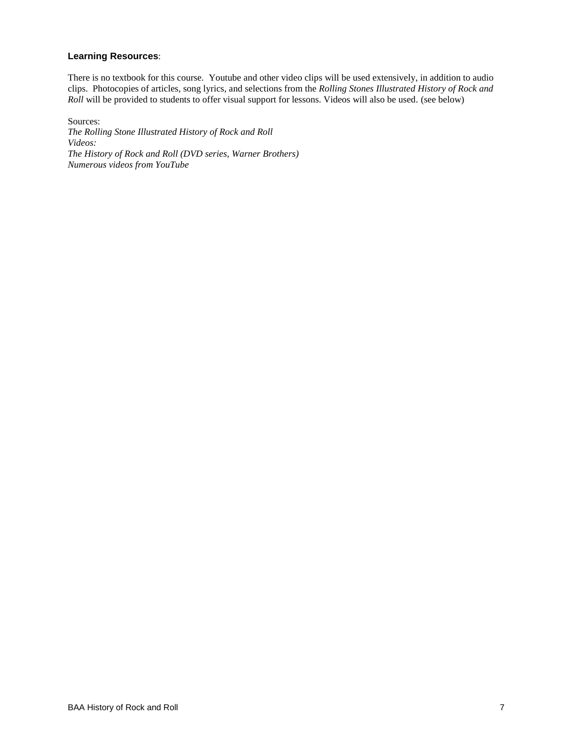**Learning Resources**:

There is no textbook for this course.  Youtube and other video clips will be used extensively, in addition to audio clips.  Photocopies of articles, song lyrics, and selections from the *Rolling Stones Illustrated History of Rock and Roll* will be provided to students to offer visual support for lessons. Videos will also be used. (see below)

Sources:
*The Rolling Stone Illustrated History of Rock and Roll*
*Videos:*
*The History of Rock and Roll (DVD series, Warner Brothers)*
*Numerous videos from YouTube*